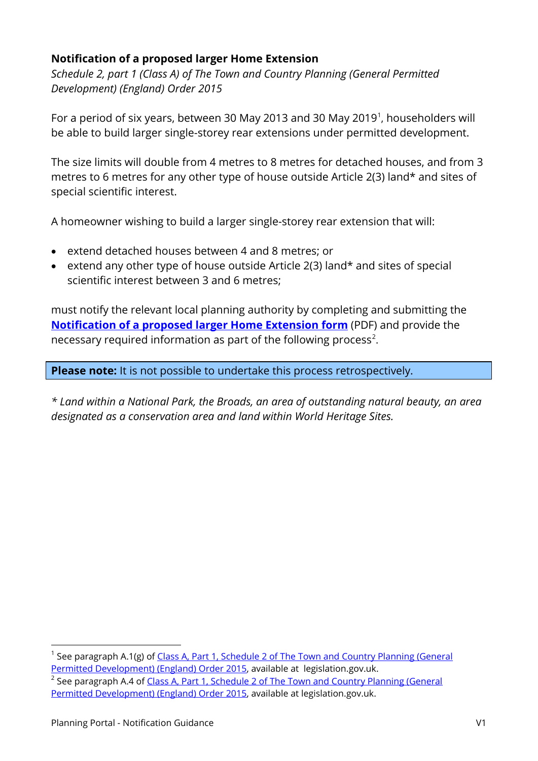# Notification of a proposed larger Home Extension

*Schedule 2, part 1 (Class A) of The Town and Country Planning (General Permitted Development) (England) Order 2015*

For a period of six years, between 30 May 2013 and 30 May 2019[1], householders will be able to build larger single-storey rear extensions under permitted development.

The size limits will double from 4 metres to 8 metres for detached houses, and from 3 metres to 6 metres for any other type of house outside Article 2(3) land* and sites of special scientific interest.

A homeowner wishing to build a larger single-storey rear extension that will:

- extend detached houses between 4 and 8 metres; or
- extend any other type of house outside Article 2(3) land* and sites of special scientific interest between 3 and 6 metres;

must notify the relevant local planning authority by completing and submitting the **Notification of a proposed larger Home Extension form** (PDF) and provide the necessary required information as part of the following process[2].

**Please note:** It is not possible to undertake this process retrospectively.

*\* Land within a National Park, the Broads, an area of outstanding natural beauty, an area designated as a conservation area and land within World Heritage Sites.*

---

[1] See paragraph A.1(g) of Class A, Part 1, Schedule 2 of The Town and Country Planning (General Permitted Development) (England) Order 2015, available at legislation.gov.uk.

[2] See paragraph A.4 of Class A, Part 1, Schedule 2 of The Town and Country Planning (General Permitted Development) (England) Order 2015, available at legislation.gov.uk.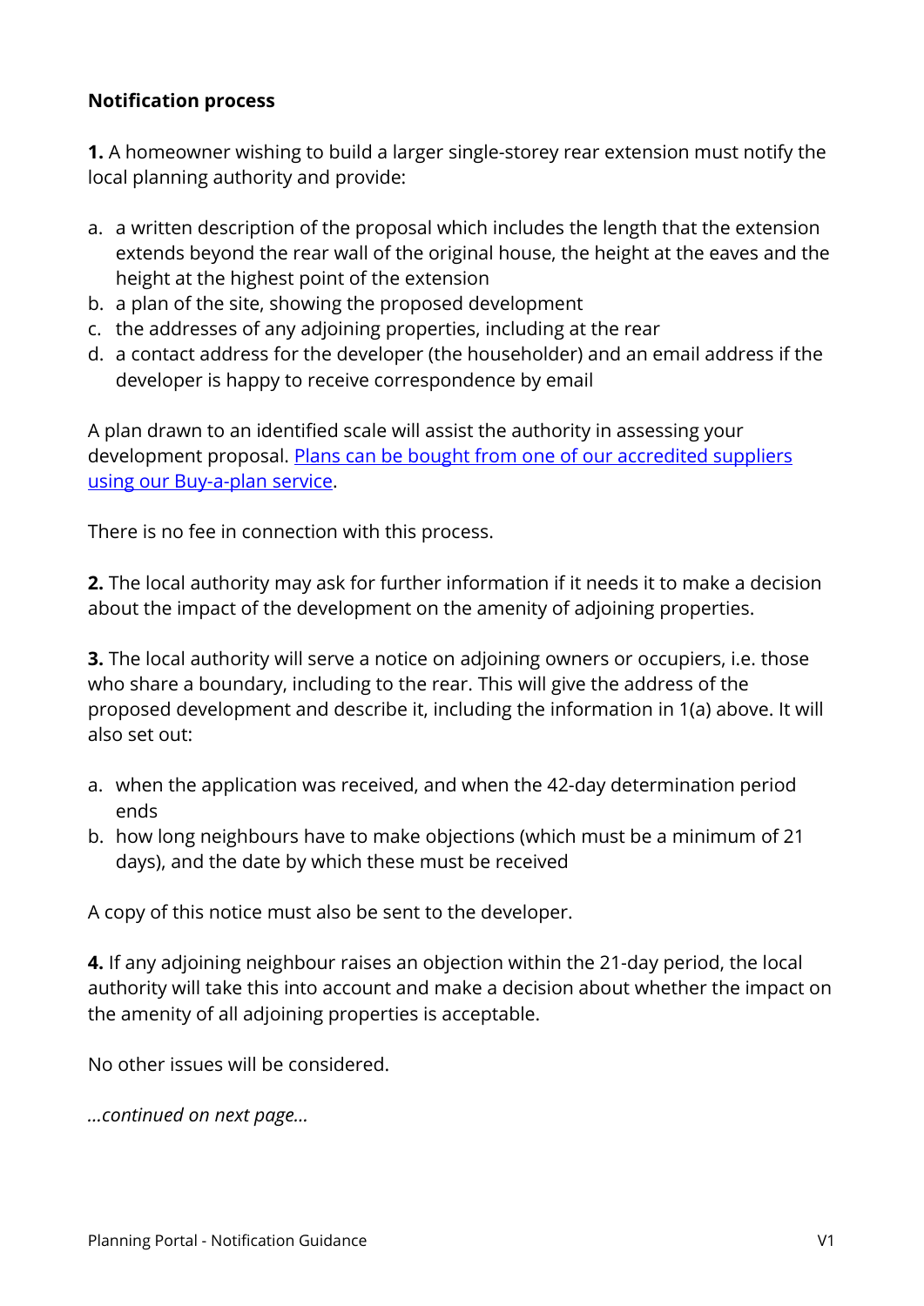**Notification process**

**1.** A homeowner wishing to build a larger single-storey rear extension must notify the local planning authority and provide:

a. a written description of the proposal which includes the length that the extension extends beyond the rear wall of the original house, the height at the eaves and the height at the highest point of the extension
b. a plan of the site, showing the proposed development
c. the addresses of any adjoining properties, including at the rear
d. a contact address for the developer (the householder) and an email address if the developer is happy to receive correspondence by email

A plan drawn to an identified scale will assist the authority in assessing your development proposal. Plans can be bought from one of our accredited suppliers using our Buy-a-plan service.

There is no fee in connection with this process.

**2.** The local authority may ask for further information if it needs it to make a decision about the impact of the development on the amenity of adjoining properties.

**3.** The local authority will serve a notice on adjoining owners or occupiers, i.e. those who share a boundary, including to the rear. This will give the address of the proposed development and describe it, including the information in 1(a) above. It will also set out:

a. when the application was received, and when the 42-day determination period ends
b. how long neighbours have to make objections (which must be a minimum of 21 days), and the date by which these must be received

A copy of this notice must also be sent to the developer.

**4.** If any adjoining neighbour raises an objection within the 21-day period, the local authority will take this into account and make a decision about whether the impact on the amenity of all adjoining properties is acceptable.

No other issues will be considered.

*...continued on next page...*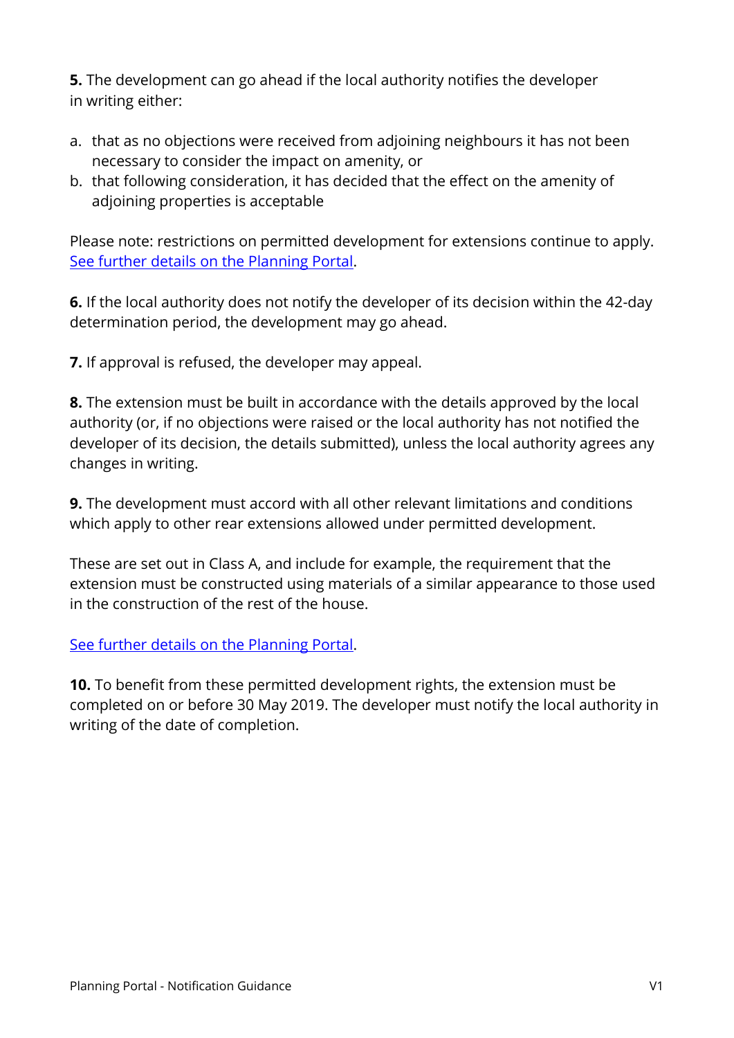**5.** The development can go ahead if the local authority notifies the developer in writing either:

a. that as no objections were received from adjoining neighbours it has not been necessary to consider the impact on amenity, or
b. that following consideration, it has decided that the effect on the amenity of adjoining properties is acceptable

Please note: restrictions on permitted development for extensions continue to apply. [See further details on the Planning Portal].

**6.** If the local authority does not notify the developer of its decision within the 42-day determination period, the development may go ahead.

**7.** If approval is refused, the developer may appeal.

**8.** The extension must be built in accordance with the details approved by the local authority (or, if no objections were raised or the local authority has not notified the developer of its decision, the details submitted), unless the local authority agrees any changes in writing.

**9.** The development must accord with all other relevant limitations and conditions which apply to other rear extensions allowed under permitted development.

These are set out in Class A, and include for example, the requirement that the extension must be constructed using materials of a similar appearance to those used in the construction of the rest of the house.

[See further details on the Planning Portal].

**10.** To benefit from these permitted development rights, the extension must be completed on or before 30 May 2019. The developer must notify the local authority in writing of the date of completion.